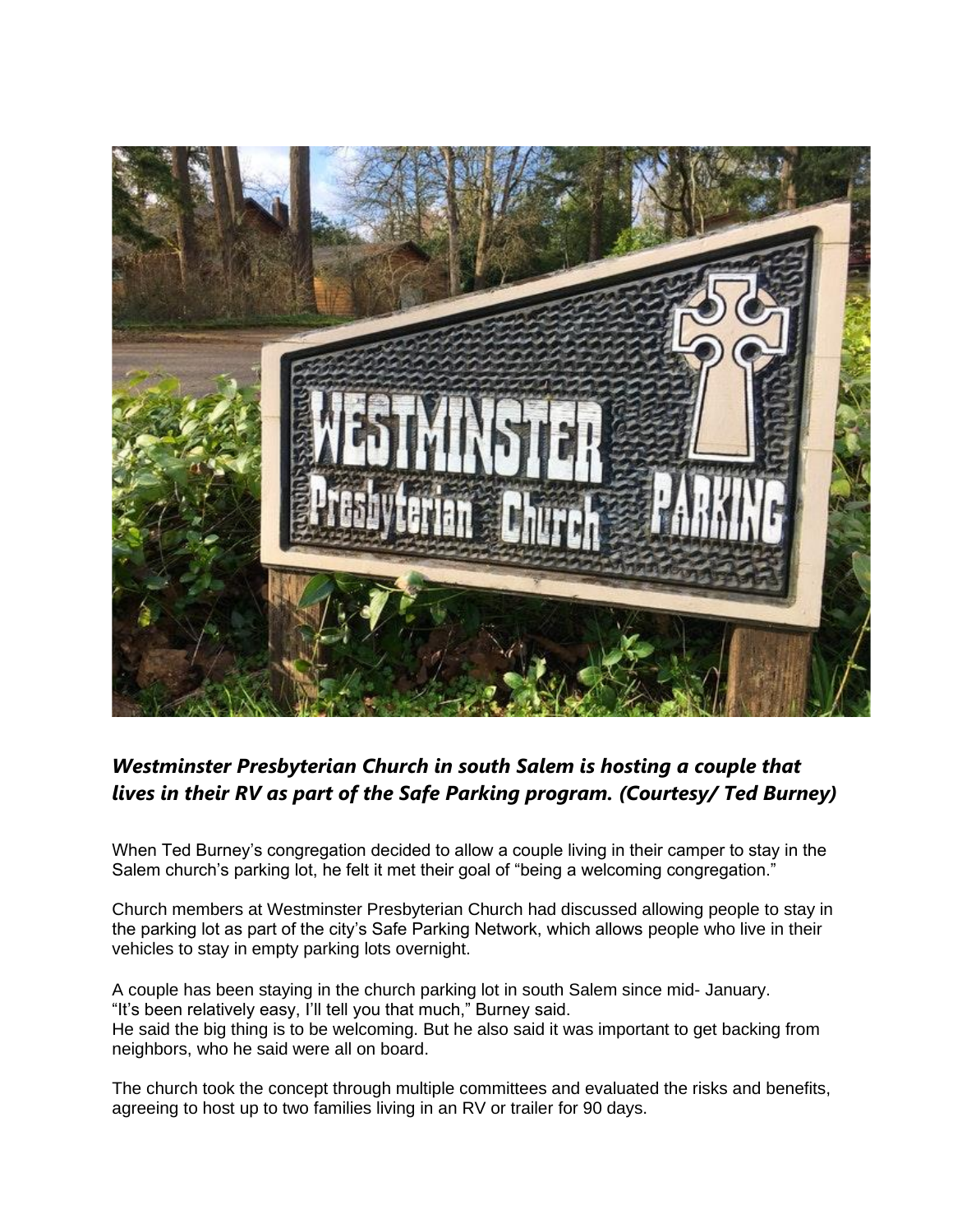***Westminster Presbyterian Church in south Salem is hosting a couple that lives in their RV as part of the Safe Parking program. (Courtesy/ Ted Burney)***

When Ted Burney's congregation decided to allow a couple living in their camper to stay in the Salem church's parking lot, he felt it met their goal of "being a welcoming congregation."

Church members at Westminster Presbyterian Church had discussed allowing people to stay in the parking lot as part of the city's Safe Parking Network, which allows people who live in their vehicles to stay in empty parking lots overnight.

A couple has been staying in the church parking lot in south Salem since mid- January.
"It's been relatively easy, I'll tell you that much," Burney said.
He said the big thing is to be welcoming. But he also said it was important to get backing from neighbors, who he said were all on board.

The church took the concept through multiple committees and evaluated the risks and benefits, agreeing to host up to two families living in an RV or trailer for 90 days.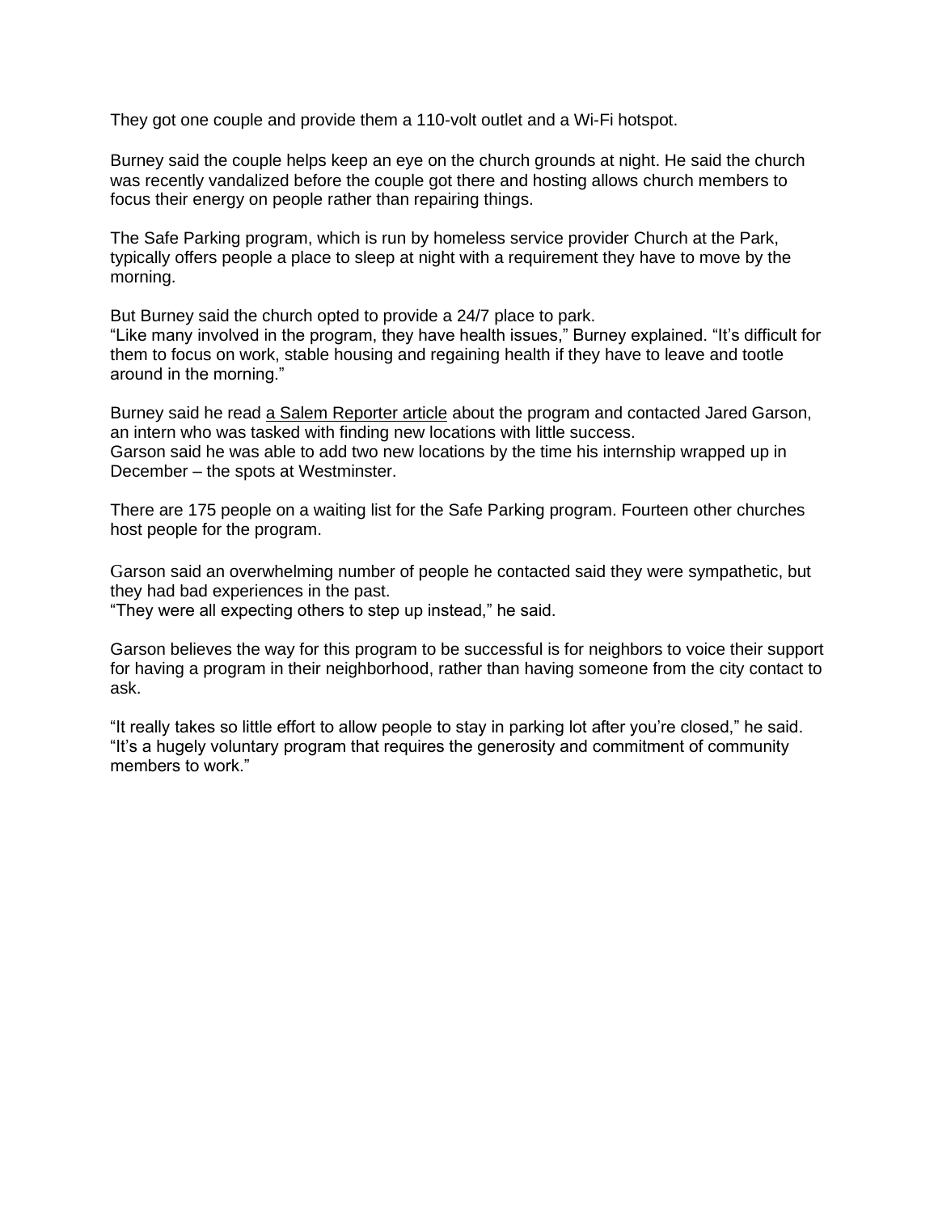They got one couple and provide them a 110-volt outlet and a Wi-Fi hotspot.

Burney said the couple helps keep an eye on the church grounds at night. He said the church was recently vandalized before the couple got there and hosting allows church members to focus their energy on people rather than repairing things.

The Safe Parking program, which is run by homeless service provider Church at the Park, typically offers people a place to sleep at night with a requirement they have to move by the morning.

But Burney said the church opted to provide a 24/7 place to park.
"Like many involved in the program, they have health issues," Burney explained. "It's difficult for them to focus on work, stable housing and regaining health if they have to leave and tootle around in the morning."

Burney said he read a Salem Reporter article about the program and contacted Jared Garson, an intern who was tasked with finding new locations with little success.
Garson said he was able to add two new locations by the time his internship wrapped up in December – the spots at Westminster.

There are 175 people on a waiting list for the Safe Parking program. Fourteen other churches host people for the program.

Garson said an overwhelming number of people he contacted said they were sympathetic, but they had bad experiences in the past.
"They were all expecting others to step up instead," he said.

Garson believes the way for this program to be successful is for neighbors to voice their support for having a program in their neighborhood, rather than having someone from the city contact to ask.

"It really takes so little effort to allow people to stay in parking lot after you're closed," he said. "It's a hugely voluntary program that requires the generosity and commitment of community members to work."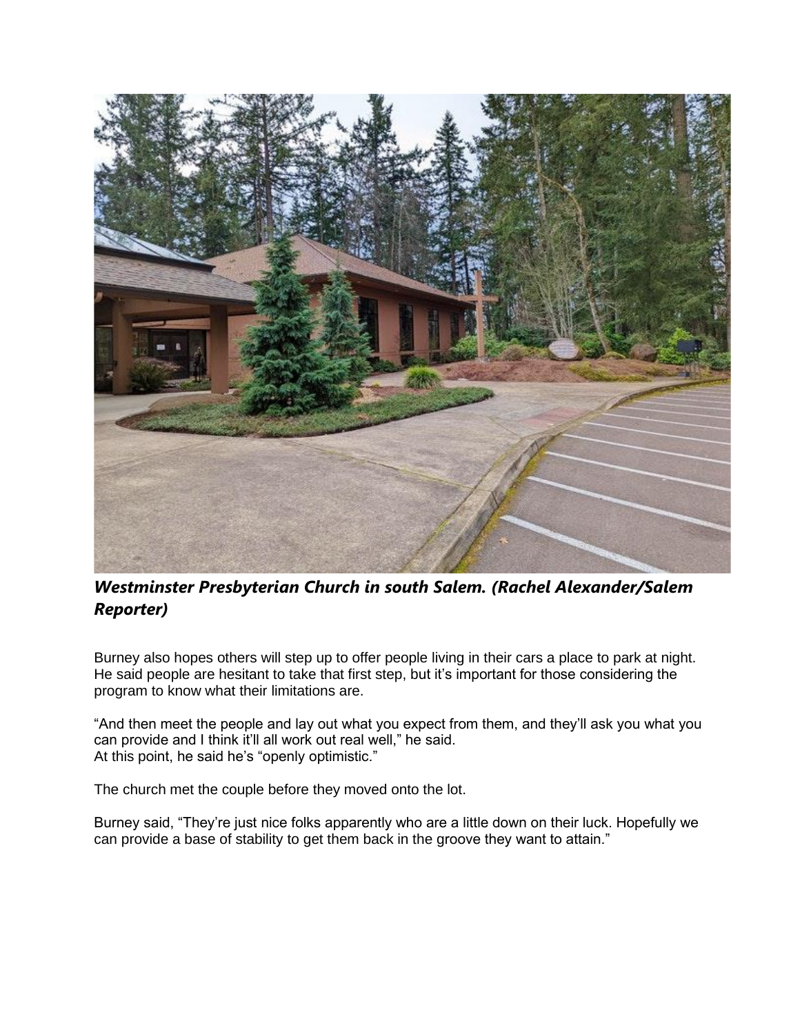***Westminster Presbyterian Church in south Salem. (Rachel Alexander/Salem Reporter)***

Burney also hopes others will step up to offer people living in their cars a place to park at night. He said people are hesitant to take that first step, but it's important for those considering the program to know what their limitations are.

"And then meet the people and lay out what you expect from them, and they'll ask you what you can provide and I think it'll all work out real well," he said.
At this point, he said he's "openly optimistic."

The church met the couple before they moved onto the lot.

Burney said, "They're just nice folks apparently who are a little down on their luck. Hopefully we can provide a base of stability to get them back in the groove they want to attain."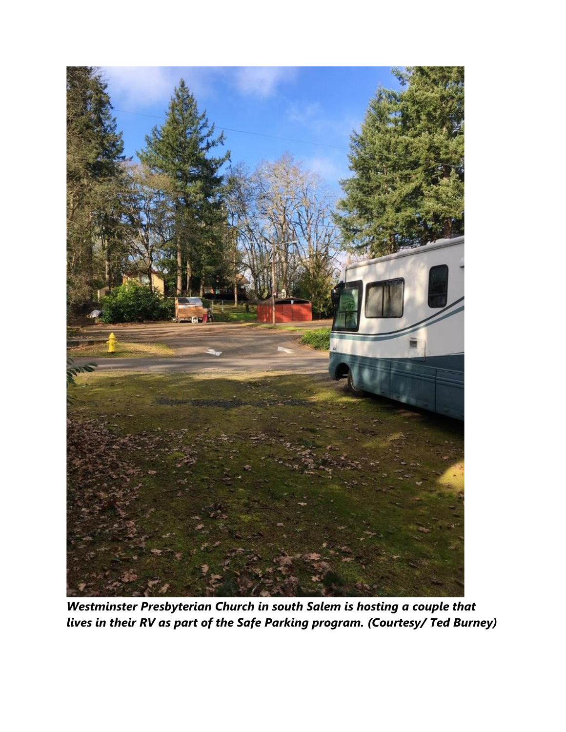***Westminster Presbyterian Church in south Salem is hosting a couple that lives in their RV as part of the Safe Parking program. (Courtesy/ Ted Burney)***